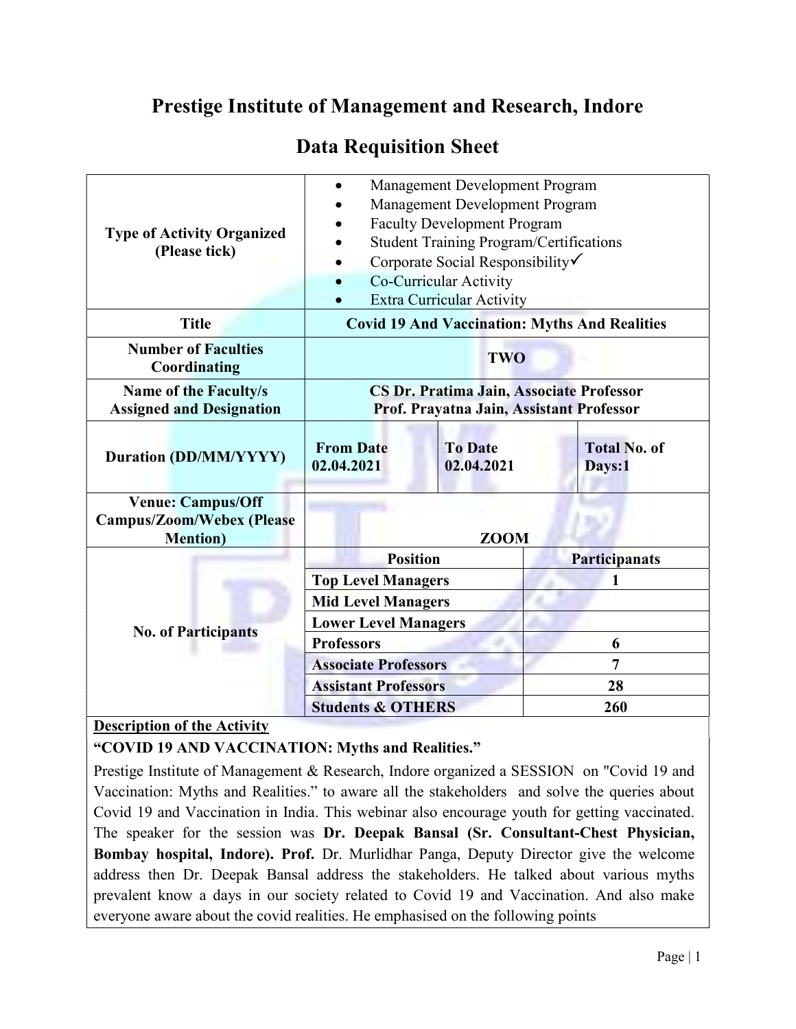# Prestige Institute of Management and Research, Indore

## Data Requisition Sheet

| | | | |
|---|---|---|---|
| **Type of Activity Organized (Please tick)** | • Management Development Program<br>• Management Development Program<br>• Faculty Development Program<br>• Student Training Program/Certifications<br>• Corporate Social Responsibility✓<br>• Co-Curricular Activity<br>• Extra Curricular Activity | | |
| **Title** | **Covid 19 And Vaccination: Myths And Realities** | | |
| **Number of Faculties Coordinating** | **TWO** | | |
| **Name of the Faculty/s Assigned and Designation** | **CS Dr. Pratima Jain, Associate Professor<br>Prof. Prayatna Jain, Assistant Professor** | | |
| **Duration (DD/MM/YYYY)** | **From Date 02.04.2021** | **To Date 02.04.2021** | **Total No. of Days:1** |
| **Venue: Campus/Off Campus/Zoom/Webex (Please Mention)** | **ZOOM** | | |

| **No. of Participants** | **Position** | **Participanats** |
|---|---|---|
| | **Top Level Managers** | 1 |
| | **Mid Level Managers** | |
| | **Lower Level Managers** | |
| | **Professors** | 6 |
| | **Associate Professors** | 7 |
| | **Assistant Professors** | 28 |
| | **Students & OTHERS** | 260 |

**Description of the Activity**

**"COVID 19 AND VACCINATION: Myths and Realities."**

Prestige Institute of Management & Research, Indore organized a SESSION on "Covid 19 and Vaccination: Myths and Realities." to aware all the stakeholders and solve the queries about Covid 19 and Vaccination in India. This webinar also encourage youth for getting vaccinated. The speaker for the session was **Dr. Deepak Bansal (Sr. Consultant-Chest Physician, Bombay hospital, Indore). Prof.** Dr. Murlidhar Panga, Deputy Director give the welcome address then Dr. Deepak Bansal address the stakeholders. He talked about various myths prevalent know a days in our society related to Covid 19 and Vaccination. And also make everyone aware about the covid realities. He emphasised on the following points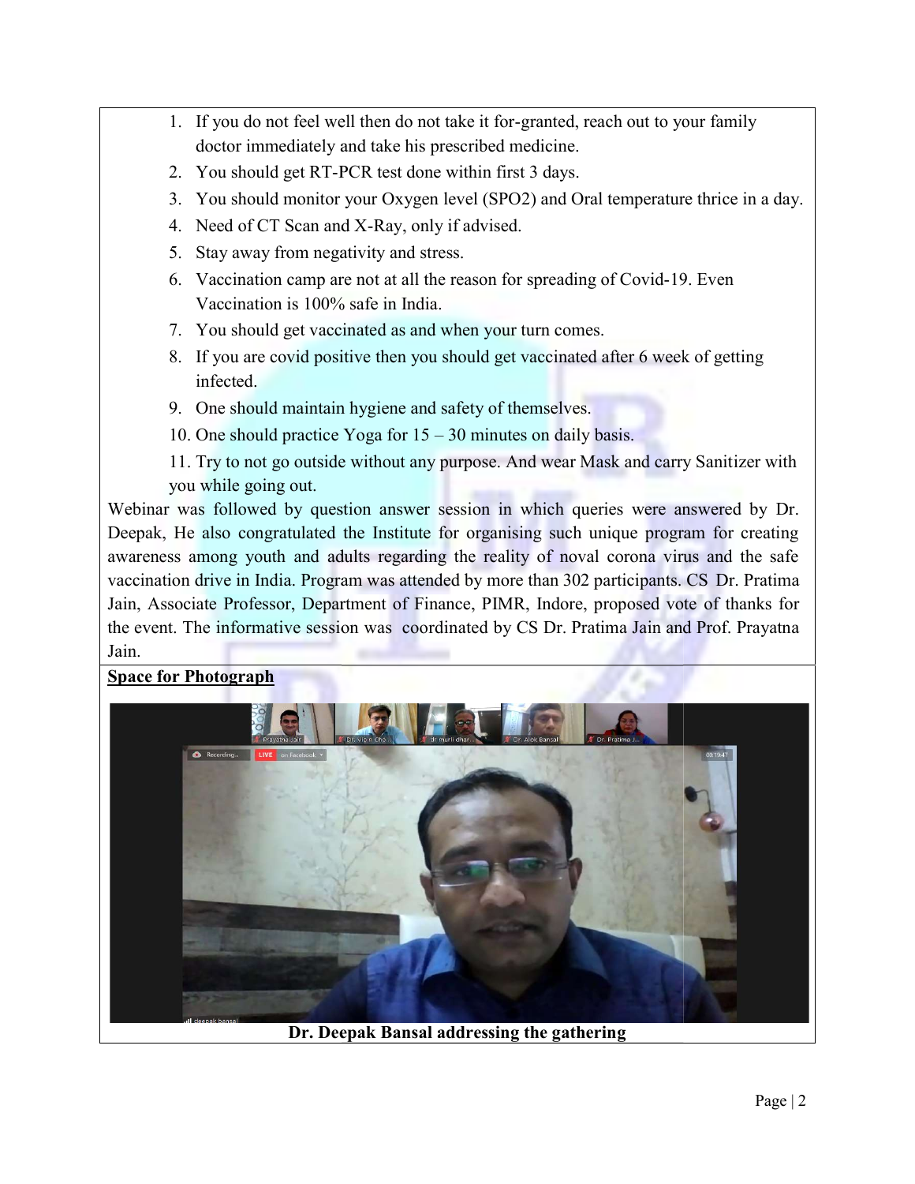1. If you do not feel well then do not take it for-granted, reach out to your family doctor immediately and take his prescribed medicine.
2. You should get RT-PCR test done within first 3 days.
3. You should monitor your Oxygen level (SPO2) and Oral temperature thrice in a day.
4. Need of CT Scan and X-Ray, only if advised.
5. Stay away from negativity and stress.
6. Vaccination camp are not at all the reason for spreading of Covid-19. Even Vaccination is 100% safe in India.
7. You should get vaccinated as and when your turn comes.
8. If you are covid positive then you should get vaccinated after 6 week of getting infected.
9. One should maintain hygiene and safety of themselves.
10. One should practice Yoga for 15 – 30 minutes on daily basis.
11. Try to not go outside without any purpose. And wear Mask and carry Sanitizer with you while going out.

Webinar was followed by question answer session in which queries were answered by Dr. Deepak, He also congratulated the Institute for organising such unique program for creating awareness among youth and adults regarding the reality of noval corona virus and the safe vaccination drive in India. Program was attended by more than 302 participants. CS Dr. Pratima Jain, Associate Professor, Department of Finance, PIMR, Indore, proposed vote of thanks for the event. The informative session was coordinated by CS Dr. Pratima Jain and Prof. Prayatna Jain.

**Space for Photograph**

**Dr. Deepak Bansal addressing the gathering**